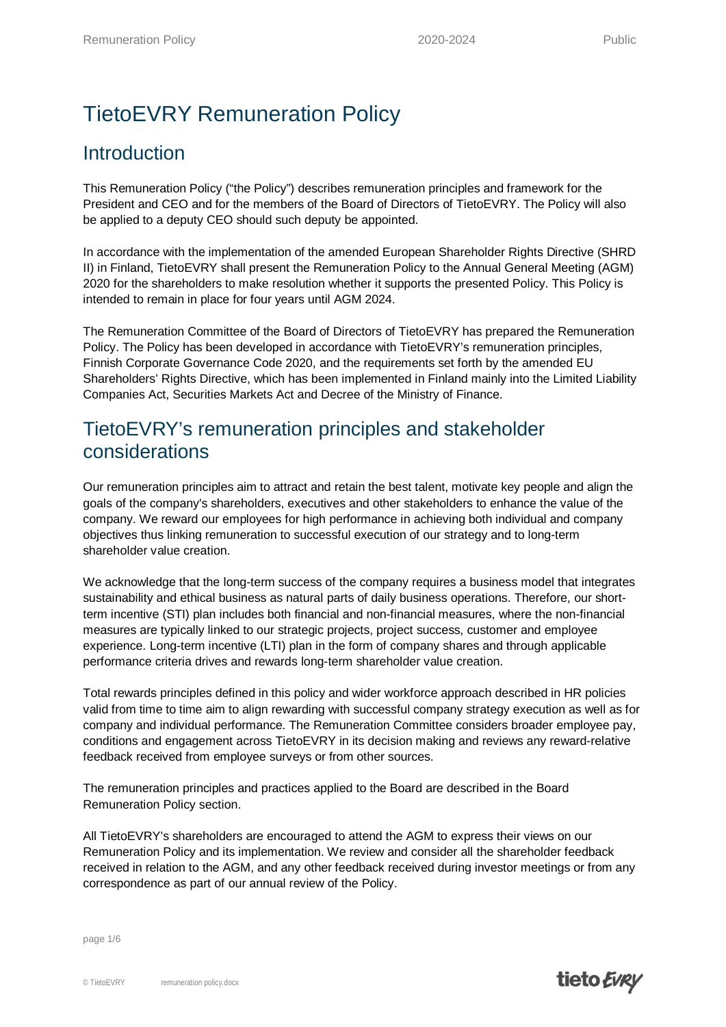# TietoEVRY Remuneration Policy

## Introduction

This Remuneration Policy ("the Policy") describes remuneration principles and framework for the President and CEO and for the members of the Board of Directors of TietoEVRY. The Policy will also be applied to a deputy CEO should such deputy be appointed.

In accordance with the implementation of the amended European Shareholder Rights Directive (SHRD II) in Finland, TietoEVRY shall present the Remuneration Policy to the Annual General Meeting (AGM) 2020 for the shareholders to make resolution whether it supports the presented Policy. This Policy is intended to remain in place for four years until AGM 2024.

The Remuneration Committee of the Board of Directors of TietoEVRY has prepared the Remuneration Policy. The Policy has been developed in accordance with TietoEVRY's remuneration principles, Finnish Corporate Governance Code 2020, and the requirements set forth by the amended EU Shareholders' Rights Directive, which has been implemented in Finland mainly into the Limited Liability Companies Act, Securities Markets Act and Decree of the Ministry of Finance.

## TietoEVRY's remuneration principles and stakeholder considerations

Our remuneration principles aim to attract and retain the best talent, motivate key people and align the goals of the company's shareholders, executives and other stakeholders to enhance the value of the company. We reward our employees for high performance in achieving both individual and company objectives thus linking remuneration to successful execution of our strategy and to long-term shareholder value creation.

We acknowledge that the long-term success of the company requires a business model that integrates sustainability and ethical business as natural parts of daily business operations. Therefore, our short-term incentive (STI) plan includes both financial and non-financial measures, where the non-financial measures are typically linked to our strategic projects, project success, customer and employee experience. Long-term incentive (LTI) plan in the form of company shares and through applicable performance criteria drives and rewards long-term shareholder value creation.

Total rewards principles defined in this policy and wider workforce approach described in HR policies valid from time to time aim to align rewarding with successful company strategy execution as well as for company and individual performance. The Remuneration Committee considers broader employee pay, conditions and engagement across TietoEVRY in its decision making and reviews any reward-relative feedback received from employee surveys or from other sources.

The remuneration principles and practices applied to the Board are described in the Board Remuneration Policy section.

All TietoEVRY's shareholders are encouraged to attend the AGM to express their views on our Remuneration Policy and its implementation. We review and consider all the shareholder feedback received in relation to the AGM, and any other feedback received during investor meetings or from any correspondence as part of our annual review of the Policy.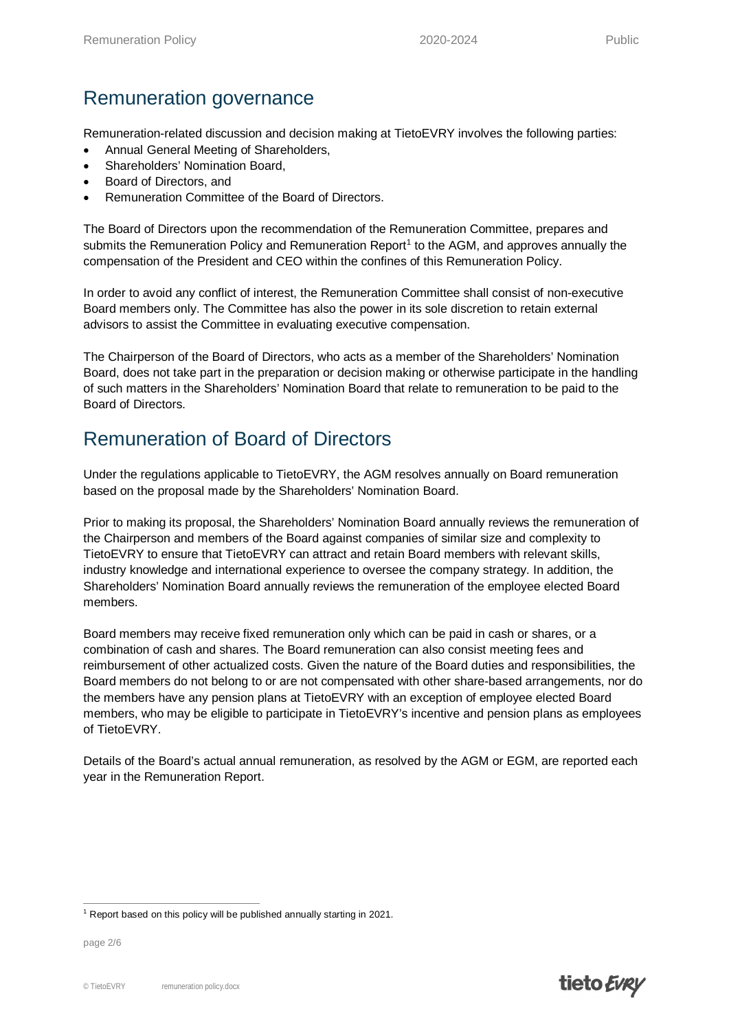## Remuneration governance

Remuneration-related discussion and decision making at TietoEVRY involves the following parties:

- Annual General Meeting of Shareholders,
- Shareholders' Nomination Board,
- Board of Directors, and
- Remuneration Committee of the Board of Directors.

The Board of Directors upon the recommendation of the Remuneration Committee, prepares and submits the Remuneration Policy and Remuneration Report[1] to the AGM, and approves annually the compensation of the President and CEO within the confines of this Remuneration Policy.

In order to avoid any conflict of interest, the Remuneration Committee shall consist of non-executive Board members only. The Committee has also the power in its sole discretion to retain external advisors to assist the Committee in evaluating executive compensation.

The Chairperson of the Board of Directors, who acts as a member of the Shareholders' Nomination Board, does not take part in the preparation or decision making or otherwise participate in the handling of such matters in the Shareholders' Nomination Board that relate to remuneration to be paid to the Board of Directors.

## Remuneration of Board of Directors

Under the regulations applicable to TietoEVRY, the AGM resolves annually on Board remuneration based on the proposal made by the Shareholders' Nomination Board.

Prior to making its proposal, the Shareholders' Nomination Board annually reviews the remuneration of the Chairperson and members of the Board against companies of similar size and complexity to TietoEVRY to ensure that TietoEVRY can attract and retain Board members with relevant skills, industry knowledge and international experience to oversee the company strategy. In addition, the Shareholders' Nomination Board annually reviews the remuneration of the employee elected Board members.

Board members may receive fixed remuneration only which can be paid in cash or shares, or a combination of cash and shares. The Board remuneration can also consist meeting fees and reimbursement of other actualized costs. Given the nature of the Board duties and responsibilities, the Board members do not belong to or are not compensated with other share-based arrangements, nor do the members have any pension plans at TietoEVRY with an exception of employee elected Board members, who may be eligible to participate in TietoEVRY's incentive and pension plans as employees of TietoEVRY.

Details of the Board's actual annual remuneration, as resolved by the AGM or EGM, are reported each year in the Remuneration Report.

[1] Report based on this policy will be published annually starting in 2021.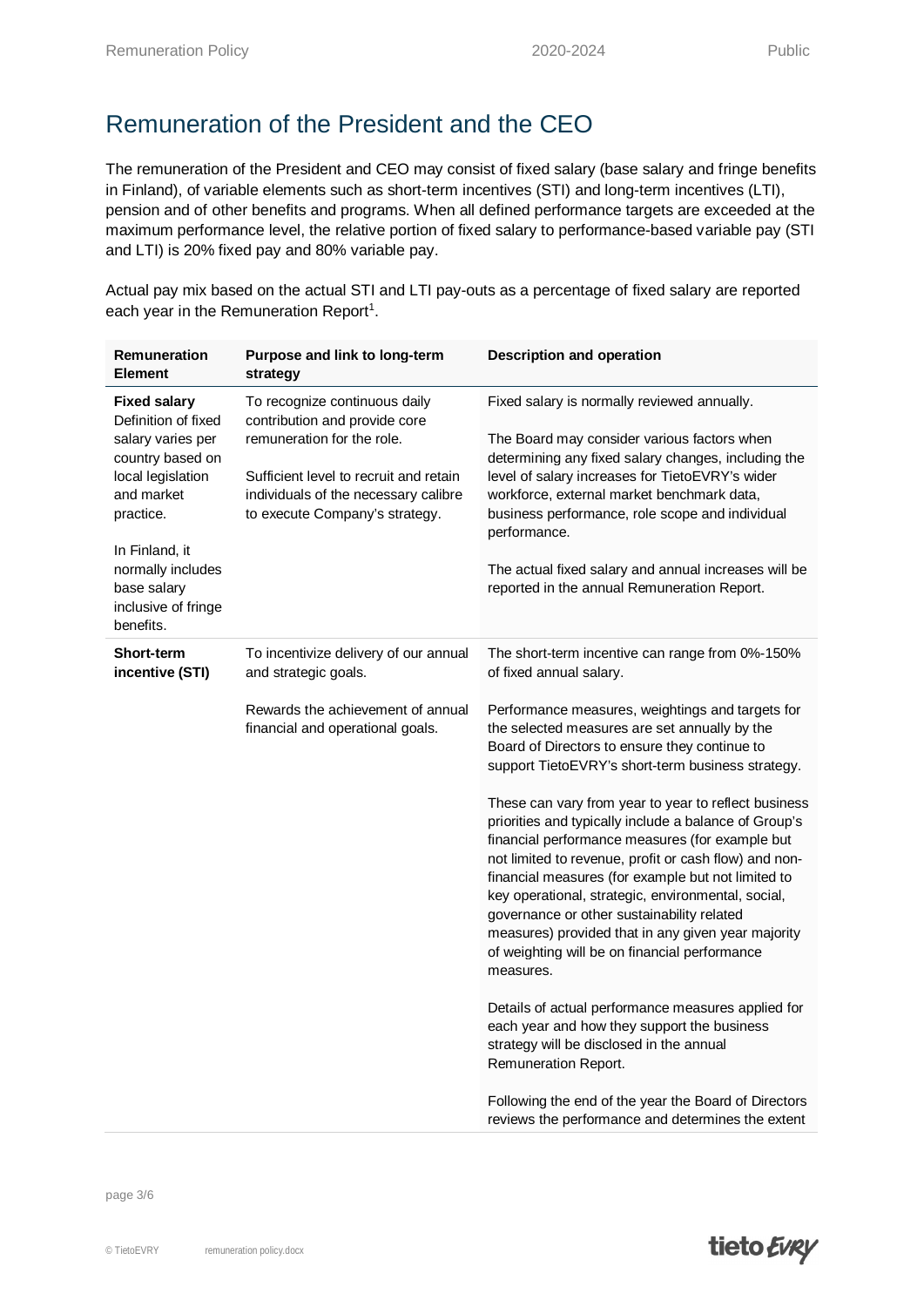# Remuneration of the President and the CEO

The remuneration of the President and CEO may consist of fixed salary (base salary and fringe benefits in Finland), of variable elements such as short-term incentives (STI) and long-term incentives (LTI), pension and of other benefits and programs. When all defined performance targets are exceeded at the maximum performance level, the relative portion of fixed salary to performance-based variable pay (STI and LTI) is 20% fixed pay and 80% variable pay.

Actual pay mix based on the actual STI and LTI pay-outs as a percentage of fixed salary are reported each year in the Remuneration Report[1].

| Remuneration Element | Purpose and link to long-term strategy | Description and operation |
|---|---|---|
| **Fixed salary** Definition of fixed salary varies per country based on local legislation and market practice.<br><br>In Finland, it normally includes base salary inclusive of fringe benefits. | To recognize continuous daily contribution and provide core remuneration for the role.<br><br>Sufficient level to recruit and retain individuals of the necessary calibre to execute Company's strategy. | Fixed salary is normally reviewed annually.<br><br>The Board may consider various factors when determining any fixed salary changes, including the level of salary increases for TietoEVRY's wider workforce, external market benchmark data, business performance, role scope and individual performance.<br><br>The actual fixed salary and annual increases will be reported in the annual Remuneration Report. |
| **Short-term incentive (STI)** | To incentivize delivery of our annual and strategic goals.<br><br>Rewards the achievement of annual financial and operational goals. | The short-term incentive can range from 0%-150% of fixed annual salary.<br><br>Performance measures, weightings and targets for the selected measures are set annually by the Board of Directors to ensure they continue to support TietoEVRY's short-term business strategy.<br><br>These can vary from year to year to reflect business priorities and typically include a balance of Group's financial performance measures (for example but not limited to revenue, profit or cash flow) and non-financial measures (for example but not limited to key operational, strategic, environmental, social, governance or other sustainability related measures) provided that in any given year majority of weighting will be on financial performance measures.<br><br>Details of actual performance measures applied for each year and how they support the business strategy will be disclosed in the annual Remuneration Report.<br><br>Following the end of the year the Board of Directors reviews the performance and determines the extent |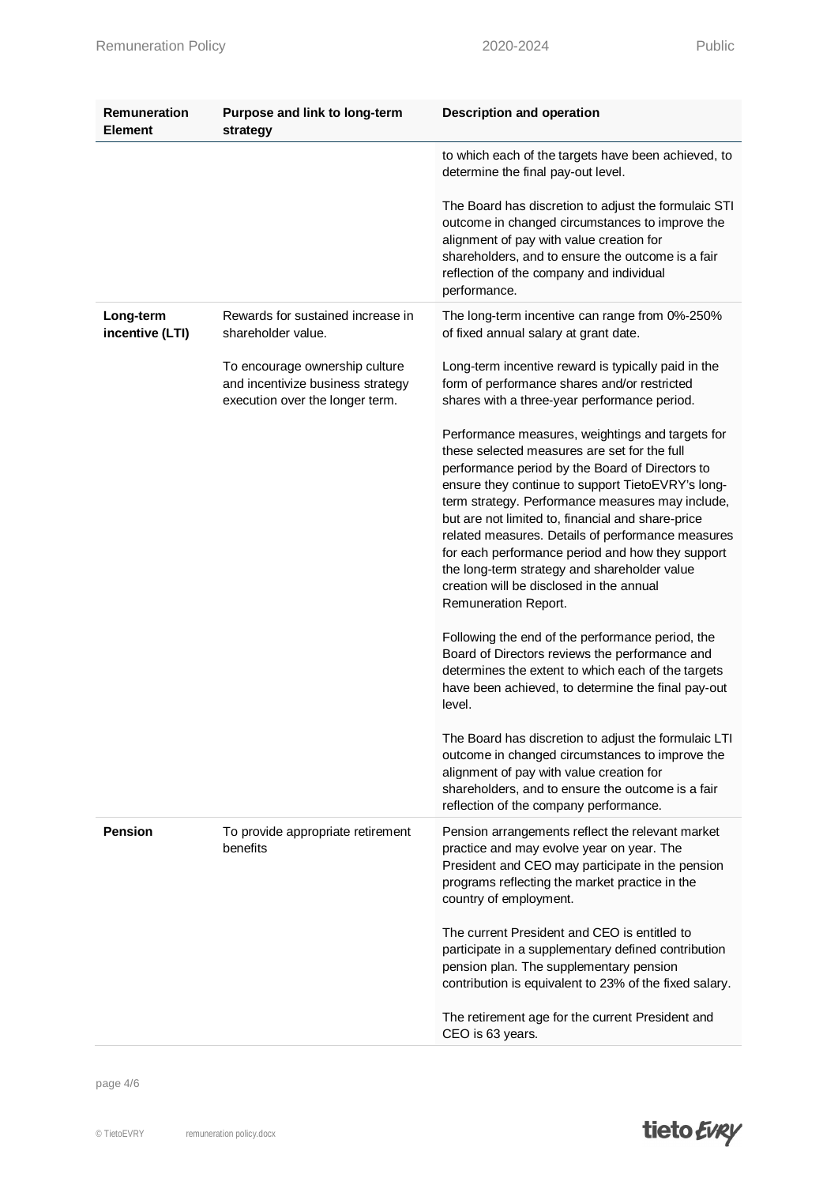| Remuneration Element | Purpose and link to long-term strategy | Description and operation |
|---|---|---|
| | | to which each of the targets have been achieved, to determine the final pay-out level.<br><br>The Board has discretion to adjust the formulaic STI outcome in changed circumstances to improve the alignment of pay with value creation for shareholders, and to ensure the outcome is a fair reflection of the company and individual performance. |
| **Long-term incentive (LTI)** | Rewards for sustained increase in shareholder value.<br><br>To encourage ownership culture and incentivize business strategy execution over the longer term. | The long-term incentive can range from 0%-250% of fixed annual salary at grant date.<br><br>Long-term incentive reward is typically paid in the form of performance shares and/or restricted shares with a three-year performance period.<br><br>Performance measures, weightings and targets for these selected measures are set for the full performance period by the Board of Directors to ensure they continue to support TietoEVRY's long-term strategy. Performance measures may include, but are not limited to, financial and share-price related measures. Details of performance measures for each performance period and how they support the long-term strategy and shareholder value creation will be disclosed in the annual Remuneration Report.<br><br>Following the end of the performance period, the Board of Directors reviews the performance and determines the extent to which each of the targets have been achieved, to determine the final pay-out level.<br><br>The Board has discretion to adjust the formulaic LTI outcome in changed circumstances to improve the alignment of pay with value creation for shareholders, and to ensure the outcome is a fair reflection of the company performance. |
| **Pension** | To provide appropriate retirement benefits | Pension arrangements reflect the relevant market practice and may evolve year on year. The President and CEO may participate in the pension programs reflecting the market practice in the country of employment.<br><br>The current President and CEO is entitled to participate in a supplementary defined contribution pension plan. The supplementary pension contribution is equivalent to 23% of the fixed salary.<br><br>The retirement age for the current President and CEO is 63 years. |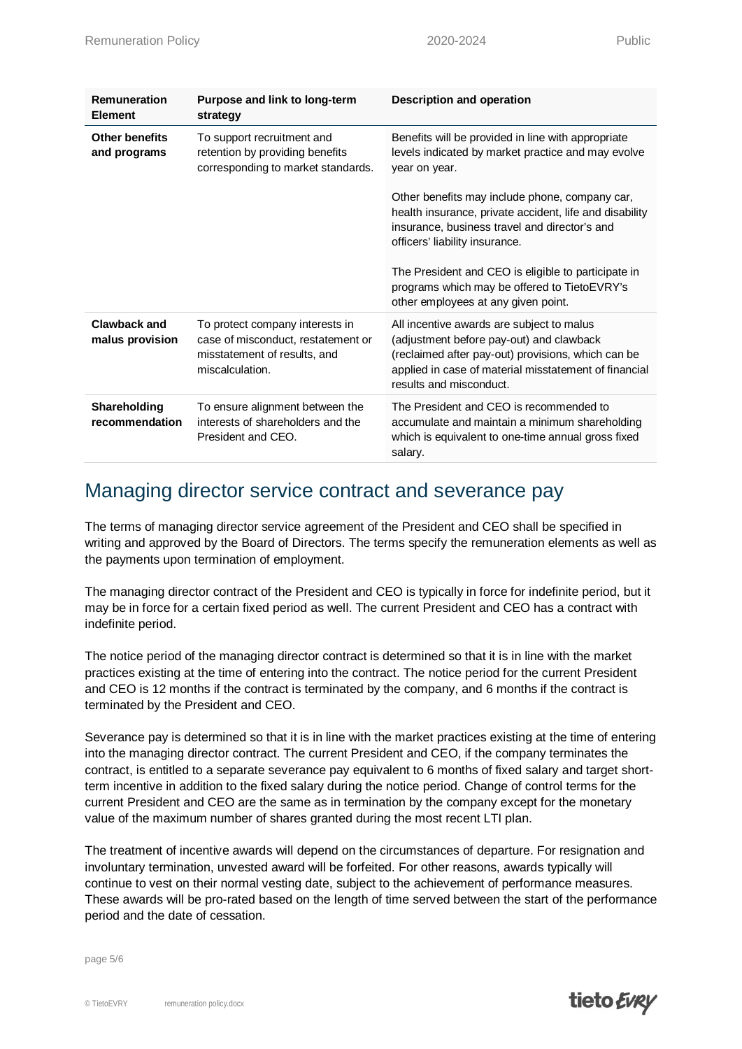| Remuneration Element | Purpose and link to long-term strategy | Description and operation |
| --- | --- | --- |
| **Other benefits and programs** | To support recruitment and retention by providing benefits corresponding to market standards. | Benefits will be provided in line with appropriate levels indicated by market practice and may evolve year on year.<br><br>Other benefits may include phone, company car, health insurance, private accident, life and disability insurance, business travel and director's and officers' liability insurance.<br><br>The President and CEO is eligible to participate in programs which may be offered to TietoEVRY's other employees at any given point. |
| **Clawback and malus provision** | To protect company interests in case of misconduct, restatement or misstatement of results, and miscalculation. | All incentive awards are subject to malus (adjustment before pay-out) and clawback (reclaimed after pay-out) provisions, which can be applied in case of material misstatement of financial results and misconduct. |
| **Shareholding recommendation** | To ensure alignment between the interests of shareholders and the President and CEO. | The President and CEO is recommended to accumulate and maintain a minimum shareholding which is equivalent to one-time annual gross fixed salary. |

## Managing director service contract and severance pay

The terms of managing director service agreement of the President and CEO shall be specified in writing and approved by the Board of Directors. The terms specify the remuneration elements as well as the payments upon termination of employment.

The managing director contract of the President and CEO is typically in force for indefinite period, but it may be in force for a certain fixed period as well. The current President and CEO has a contract with indefinite period.

The notice period of the managing director contract is determined so that it is in line with the market practices existing at the time of entering into the contract. The notice period for the current President and CEO is 12 months if the contract is terminated by the company, and 6 months if the contract is terminated by the President and CEO.

Severance pay is determined so that it is in line with the market practices existing at the time of entering into the managing director contract. The current President and CEO, if the company terminates the contract, is entitled to a separate severance pay equivalent to 6 months of fixed salary and target short-term incentive in addition to the fixed salary during the notice period. Change of control terms for the current President and CEO are the same as in termination by the company except for the monetary value of the maximum number of shares granted during the most recent LTI plan.

The treatment of incentive awards will depend on the circumstances of departure. For resignation and involuntary termination, unvested award will be forfeited. For other reasons, awards typically will continue to vest on their normal vesting date, subject to the achievement of performance measures. These awards will be pro-rated based on the length of time served between the start of the performance period and the date of cessation.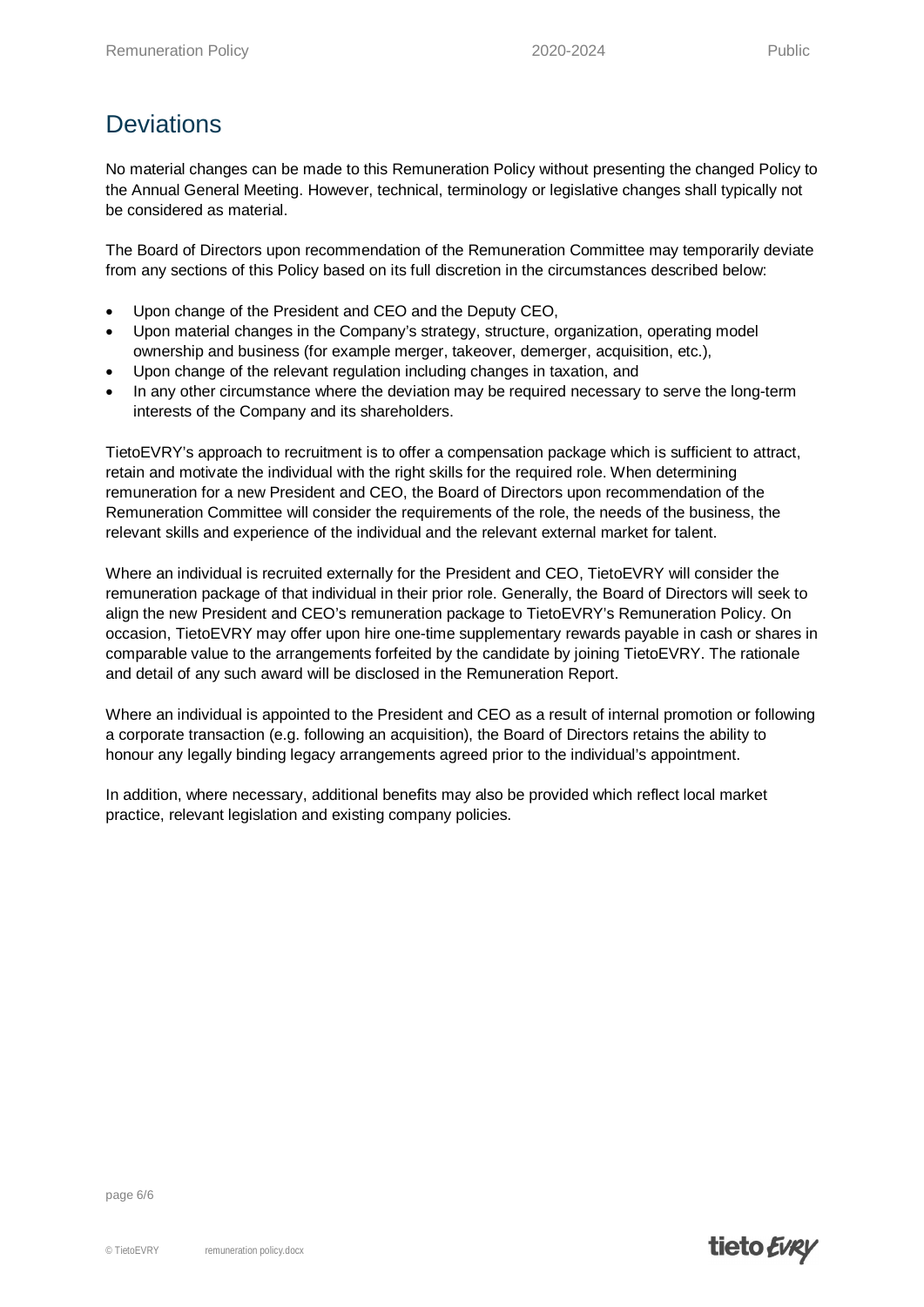## Deviations

No material changes can be made to this Remuneration Policy without presenting the changed Policy to the Annual General Meeting. However, technical, terminology or legislative changes shall typically not be considered as material.

The Board of Directors upon recommendation of the Remuneration Committee may temporarily deviate from any sections of this Policy based on its full discretion in the circumstances described below:

- Upon change of the President and CEO and the Deputy CEO,
- Upon material changes in the Company's strategy, structure, organization, operating model ownership and business (for example merger, takeover, demerger, acquisition, etc.),
- Upon change of the relevant regulation including changes in taxation, and
- In any other circumstance where the deviation may be required necessary to serve the long-term interests of the Company and its shareholders.

TietoEVRY's approach to recruitment is to offer a compensation package which is sufficient to attract, retain and motivate the individual with the right skills for the required role. When determining remuneration for a new President and CEO, the Board of Directors upon recommendation of the Remuneration Committee will consider the requirements of the role, the needs of the business, the relevant skills and experience of the individual and the relevant external market for talent.

Where an individual is recruited externally for the President and CEO, TietoEVRY will consider the remuneration package of that individual in their prior role. Generally, the Board of Directors will seek to align the new President and CEO's remuneration package to TietoEVRY's Remuneration Policy. On occasion, TietoEVRY may offer upon hire one-time supplementary rewards payable in cash or shares in comparable value to the arrangements forfeited by the candidate by joining TietoEVRY. The rationale and detail of any such award will be disclosed in the Remuneration Report.

Where an individual is appointed to the President and CEO as a result of internal promotion or following a corporate transaction (e.g. following an acquisition), the Board of Directors retains the ability to honour any legally binding legacy arrangements agreed prior to the individual's appointment.

In addition, where necessary, additional benefits may also be provided which reflect local market practice, relevant legislation and existing company policies.